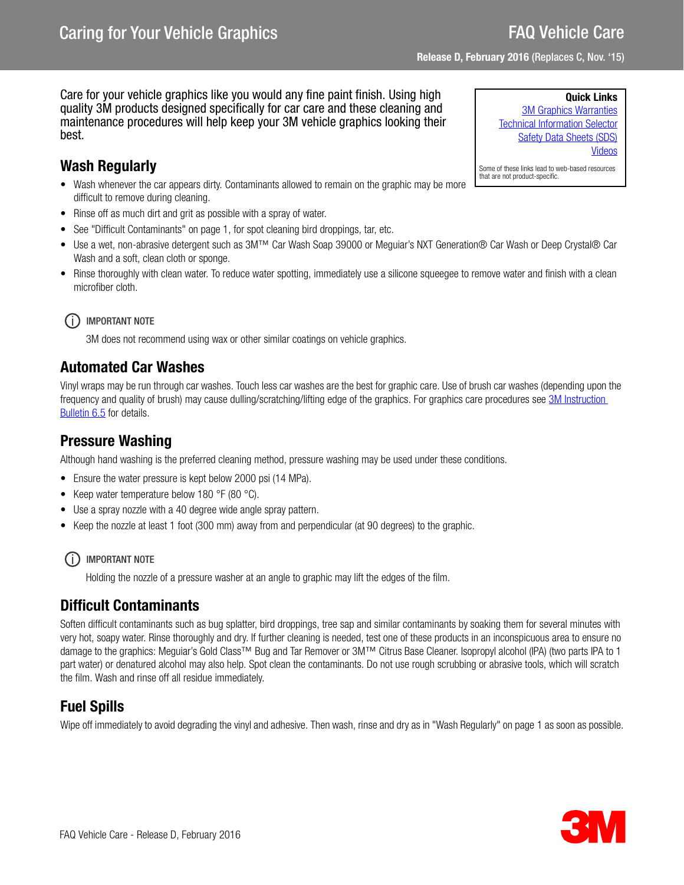# Caring for Your Vehicle Graphics

**FAQ Vehicle Care**

**Release D, February 2016** (Replaces C, Nov. '15)

**Quick Links**

[3M Graphics Warranties]
[Technical Information Selector]
[Safety Data Sheets (SDS)]
[Videos]

Some of these links lead to web-based resources that are not product-specific.

Care for your vehicle graphics like you would any fine paint finish. Using high quality 3M products designed specifically for car care and these cleaning and maintenance procedures will help keep your 3M vehicle graphics looking their best.

## Wash Regularly

- Wash whenever the car appears dirty. Contaminants allowed to remain on the graphic may be more difficult to remove during cleaning.
- Rinse off as much dirt and grit as possible with a spray of water.
- See "Difficult Contaminants" on page 1, for spot cleaning bird droppings, tar, etc.
- Use a wet, non-abrasive detergent such as 3M™ Car Wash Soap 39000 or Meguiar's NXT Generation® Car Wash or Deep Crystal® Car Wash and a soft, clean cloth or sponge.
- Rinse thoroughly with clean water. To reduce water spotting, immediately use a silicone squeegee to remove water and finish with a clean microfiber cloth.

> **IMPORTANT NOTE**
>
> 3M does not recommend using wax or other similar coatings on vehicle graphics.

## Automated Car Washes

Vinyl wraps may be run through car washes. Touch less car washes are the best for graphic care. Use of brush car washes (depending upon the frequency and quality of brush) may cause dulling/scratching/lifting edge of the graphics. For graphics care procedures see 3M Instruction Bulletin 6.5 for details.

## Pressure Washing

Although hand washing is the preferred cleaning method, pressure washing may be used under these conditions.

- Ensure the water pressure is kept below 2000 psi (14 MPa).
- Keep water temperature below 180 °F (80 °C).
- Use a spray nozzle with a 40 degree wide angle spray pattern.
- Keep the nozzle at least 1 foot (300 mm) away from and perpendicular (at 90 degrees) to the graphic.

> **IMPORTANT NOTE**
>
> Holding the nozzle of a pressure washer at an angle to graphic may lift the edges of the film.

## Difficult Contaminants

Soften difficult contaminants such as bug splatter, bird droppings, tree sap and similar contaminants by soaking them for several minutes with very hot, soapy water. Rinse thoroughly and dry. If further cleaning is needed, test one of these products in an inconspicuous area to ensure no damage to the graphics: Meguiar's Gold Class™ Bug and Tar Remover or 3M™ Citrus Base Cleaner. Isopropyl alcohol (IPA) (two parts IPA to 1 part water) or denatured alcohol may also help. Spot clean the contaminants. Do not use rough scrubbing or abrasive tools, which will scratch the film. Wash and rinse off all residue immediately.

## Fuel Spills

Wipe off immediately to avoid degrading the vinyl and adhesive. Then wash, rinse and dry as in "Wash Regularly" on page 1 as soon as possible.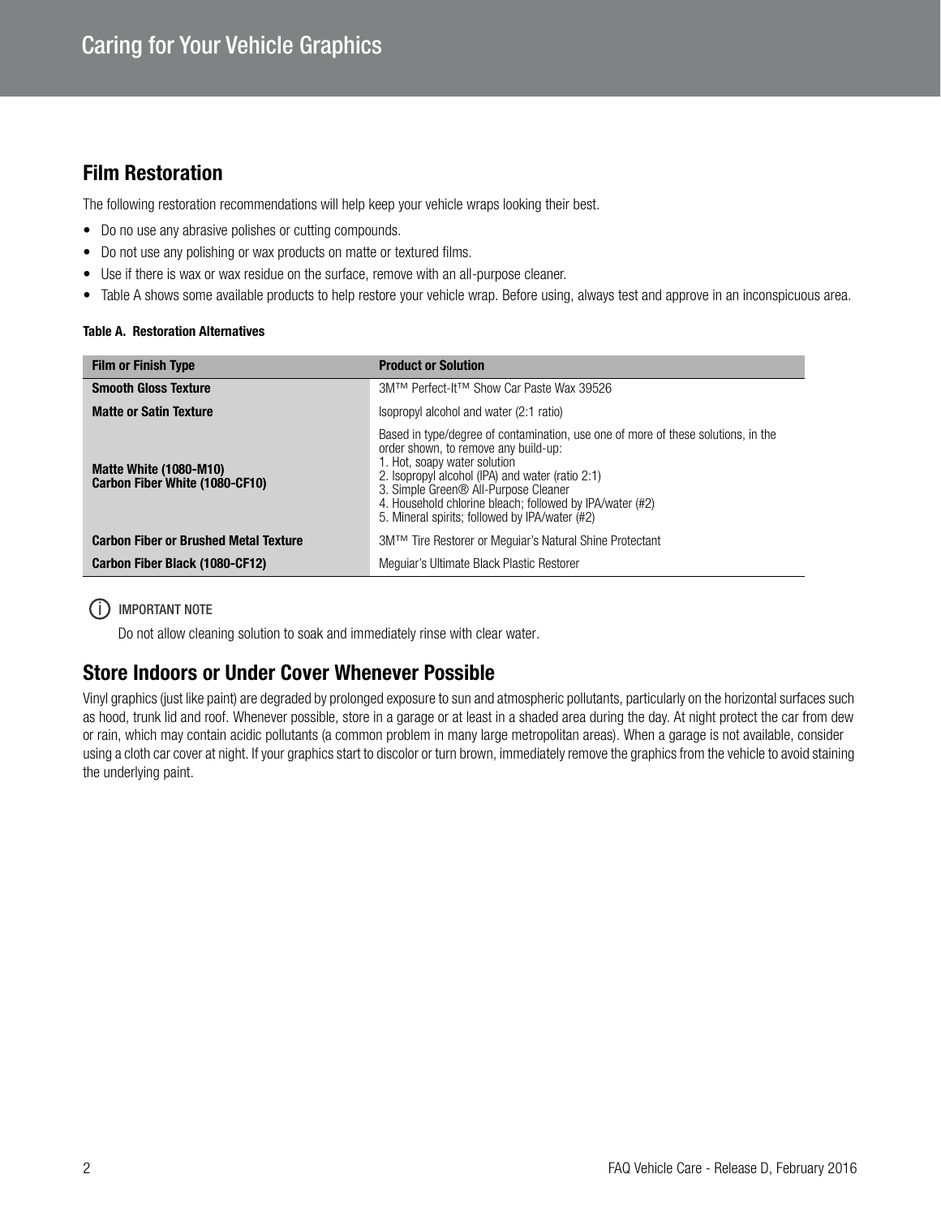## Film Restoration

The following restoration recommendations will help keep your vehicle wraps looking their best.

- Do no use any abrasive polishes or cutting compounds.
- Do not use any polishing or wax products on matte or textured films.
- Use if there is wax or wax residue on the surface, remove with an all-purpose cleaner.
- Table A shows some available products to help restore your vehicle wrap. Before using, always test and approve in an inconspicuous area.

**Table A. Restoration Alternatives**

| Film or Finish Type | Product or Solution |
| --- | --- |
| **Smooth Gloss Texture** | 3M™ Perfect-It™ Show Car Paste Wax 39526 |
| **Matte or Satin Texture** | Isopropyl alcohol and water (2:1 ratio) |
| **Matte White (1080-M10)**<br>**Carbon Fiber White (1080-CF10)** | Based in type/degree of contamination, use one of more of these solutions, in the order shown, to remove any build-up:<br>1. Hot, soapy water solution<br>2. Isopropyl alcohol (IPA) and water (ratio 2:1)<br>3. Simple Green® All-Purpose Cleaner<br>4. Household chlorine bleach; followed by IPA/water (#2)<br>5. Mineral spirits; followed by IPA/water (#2) |
| **Carbon Fiber or Brushed Metal Texture** | 3M™ Tire Restorer or Meguiar's Natural Shine Protectant |
| **Carbon Fiber Black (1080-CF12)** | Meguiar's Ultimate Black Plastic Restorer |

IMPORTANT NOTE

Do not allow cleaning solution to soak and immediately rinse with clear water.

## Store Indoors or Under Cover Whenever Possible

Vinyl graphics (just like paint) are degraded by prolonged exposure to sun and atmospheric pollutants, particularly on the horizontal surfaces such as hood, trunk lid and roof. Whenever possible, store in a garage or at least in a shaded area during the day. At night protect the car from dew or rain, which may contain acidic pollutants (a common problem in many large metropolitan areas). When a garage is not available, consider using a cloth car cover at night. If your graphics start to discolor or turn brown, immediately remove the graphics from the vehicle to avoid staining the underlying paint.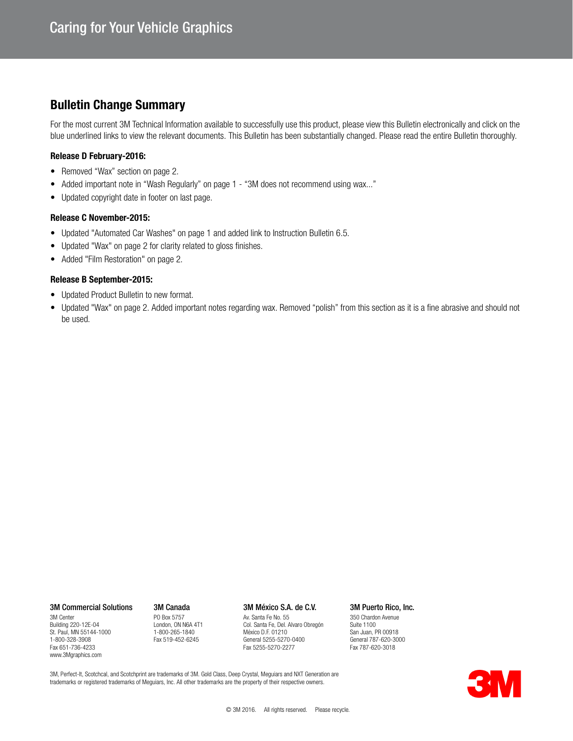## Bulletin Change Summary

For the most current 3M Technical Information available to successfully use this product, please view this Bulletin electronically and click on the blue underlined links to view the relevant documents. This Bulletin has been substantially changed. Please read the entire Bulletin thoroughly.

**Release D February-2016:**

- Removed "Wax" section on page 2.
- Added important note in "Wash Regularly" on page 1 - "3M does not recommend using wax..."
- Updated copyright date in footer on last page.

**Release C November-2015:**

- Updated "Automated Car Washes" on page 1 and added link to Instruction Bulletin 6.5.
- Updated "Wax" on page 2 for clarity related to gloss finishes.
- Added "Film Restoration" on page 2.

**Release B September-2015:**

- Updated Product Bulletin to new format.
- Updated "Wax" on page 2. Added important notes regarding wax. Removed "polish" from this section as it is a fine abrasive and should not be used.

**3M Commercial Solutions**
3M Center
Building 220-12E-04
St. Paul, MN 55144-1000
1-800-328-3908
Fax 651-736-4233
www.3Mgraphics.com

**3M Canada**
PO Box 5757
London, ON N6A 4T1
1-800-265-1840
Fax 519-452-6245

**3M México S.A. de C.V.**
Av. Santa Fe No. 55
Col. Santa Fe, Del. Alvaro Obregón
México D.F. 01210
General 5255-5270-0400
Fax 5255-5270-2277

**3M Puerto Rico, Inc.**
350 Chardon Avenue
Suite 1100
San Juan, PR 00918
General 787-620-3000
Fax 787-620-3018

3M, Perfect-It, Scotchcal, and Scotchprint are trademarks of 3M. Gold Class, Deep Crystal, Meguiars and NXT Generation are trademarks or registered trademarks of Meguiars, Inc. All other trademarks are the property of their respective owners.

© 3M 2016. All rights reserved. Please recycle.